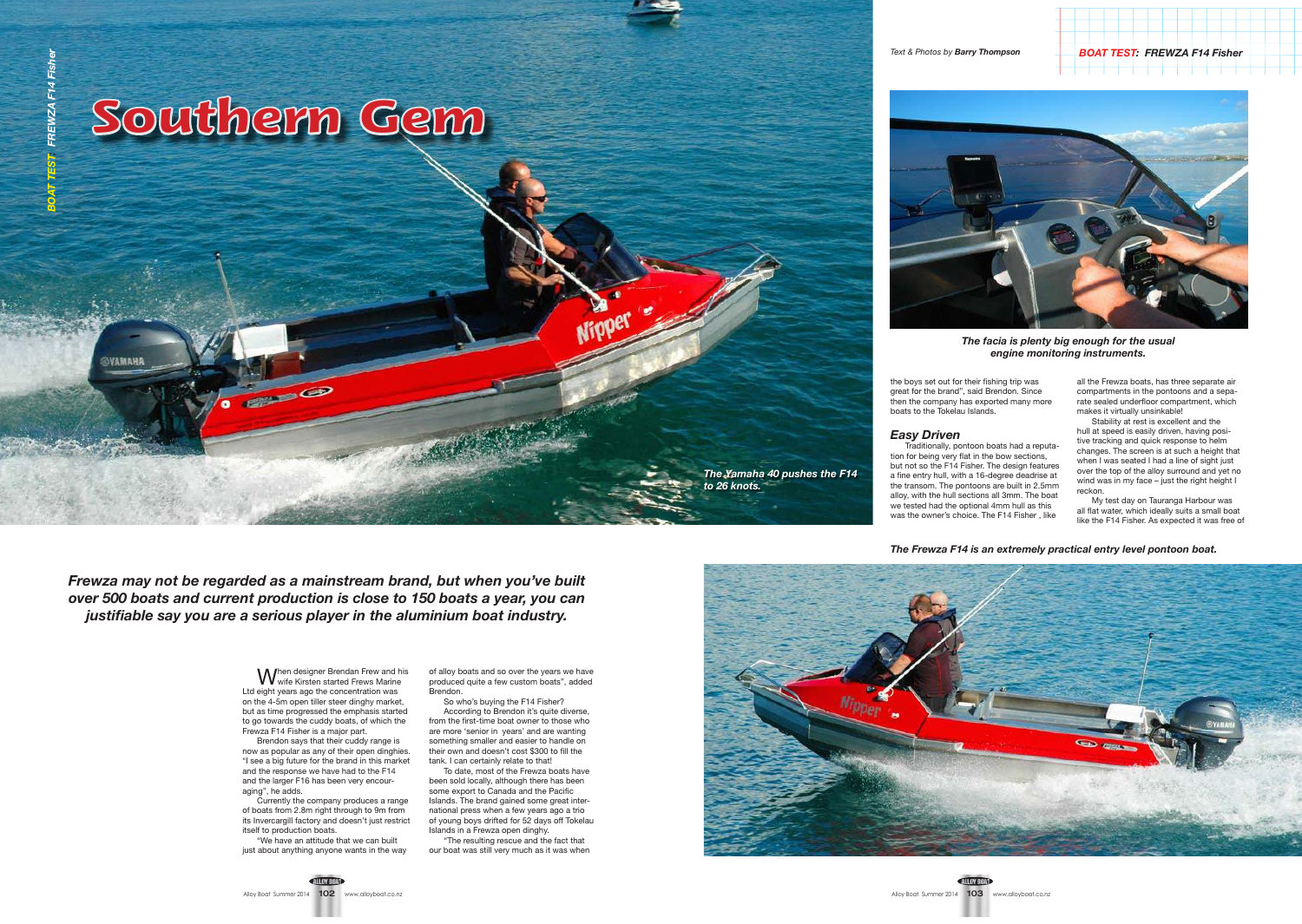# Southern Gem

Text & Photos by **Barry Thompson**

## BOAT TEST: FREWZA F14 Fisher

***Frewza may not be regarded as a mainstream brand, but when you've built over 500 boats and current production is close to 150 boats a year, you can justifiable say you are a serious player in the aluminium boat industry.***

*The Yamaha 40 pushes the F14 to 26 knots.*

When designer Brendan Frew and his wife Kirsten started Frews Marine Ltd eight years ago the concentration was on the 4-5m open tiller steer dinghy market, but as time progressed the emphasis started to go towards the cuddy boats, of which the Frewza F14 Fisher is a major part.

Brendon says that their cuddy range is now as popular as any of their open dinghies. "I see a big future for the brand in this market and the response we have had to the F14 and the larger F16 has been very encouraging", he adds.

Currently the company produces a range of boats from 2.8m right through to 9m from its Invercargill factory and doesn't just restrict itself to production boats.

"We have an attitude that we can built just about anything anyone wants in the way of alloy boats and so over the years we have produced quite a few custom boats", added Brendon.

So who's buying the F14 Fisher?

According to Brendon it's quite diverse, from the first-time boat owner to those who are more 'senior in years' and are wanting something smaller and easier to handle on their own and doesn't cost $300 to fill the tank. I can certainly relate to that!

To date, most of the Frewza boats have been sold locally, although there has been some export to Canada and the Pacific Islands. The brand gained some great international press when a few years ago a trio of young boys drifted for 52 days off Tokelau Islands in a Frewza open dinghy.

"The resulting rescue and the fact that our boat was still very much as it was when the boys set out for their fishing trip was great for the brand", said Brendon. Since then the company has exported many more boats to the Tokelau Islands.

### Easy Driven

Traditionally, pontoon boats had a reputation for being very flat in the bow sections, but not so the F14 Fisher. The design features a fine entry hull, with a 16-degree deadrise at the transom. The pontoons are built in 2.5mm alloy, with the hull sections all 3mm. The boat we tested had the optional 4mm hull as this was the owner's choice. The F14 Fisher , like all the Frewza boats, has three separate air compartments in the pontoons and a separate sealed underfloor compartment, which makes it virtually unsinkable!

Stability at rest is excellent and the hull at speed is easily driven, having positive tracking and quick response to helm changes. The screen is at such a height that when I was seated I had a line of sight just over the top of the alloy surround and yet no wind was in my face – just the right height I reckon.

My test day on Tauranga Harbour was all flat water, which ideally suits a small boat like the F14 Fisher. As expected it was free of

*The facia is plenty big enough for the usual engine monitoring instruments.*

*The Frewza F14 is an extremely practical entry level pontoon boat.*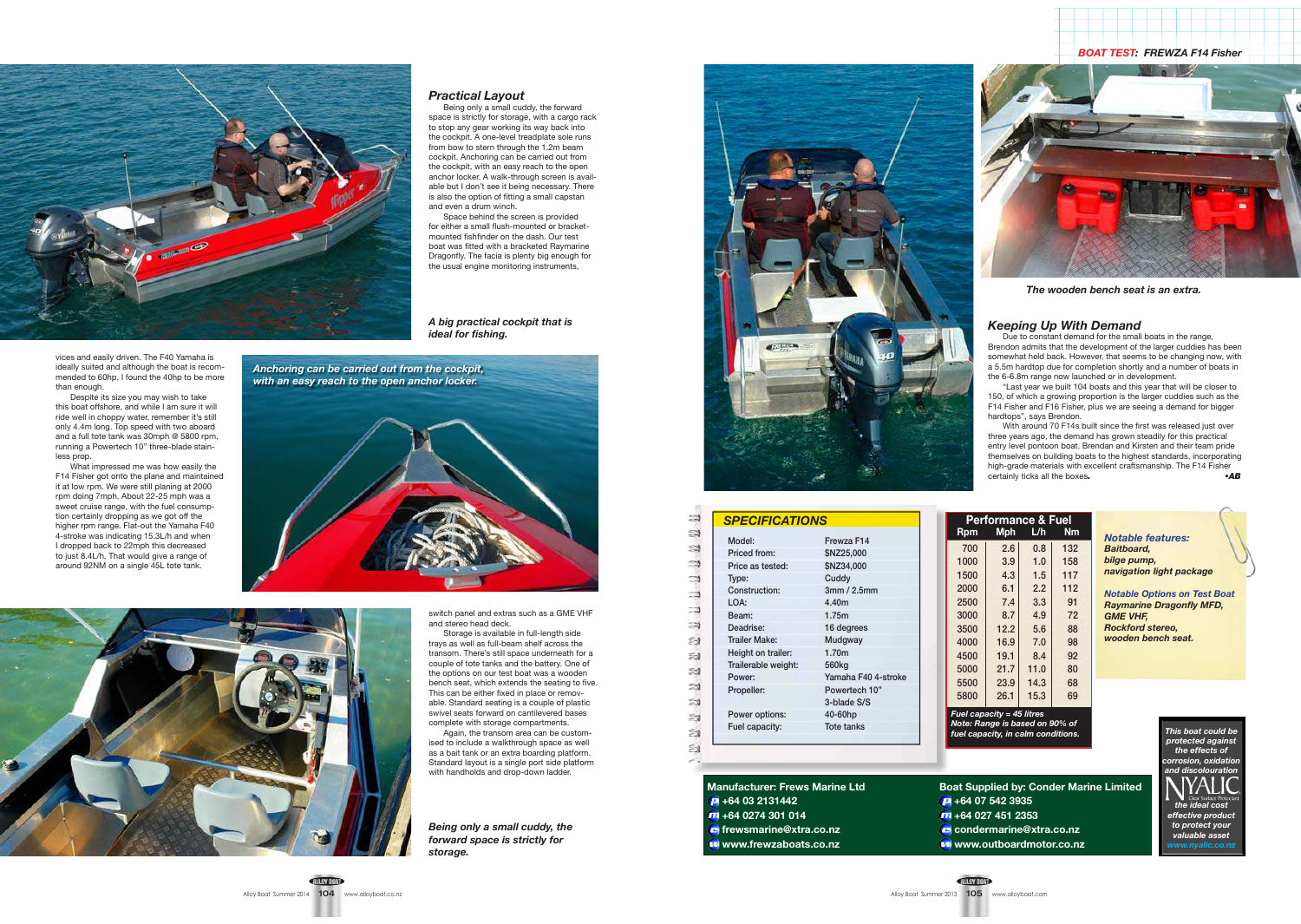## Practical Layout

Being only a small cuddy, the forward space is strictly for storage, with a cargo rack to stop any gear working its way back into the cockpit. A one-level treadplate sole runs from bow to stern through the 1.2m beam cockpit. Anchoring can be carried out from the cockpit, with an easy reach to the open anchor locker. A walk-through screen is available but I don't see it being necessary. There is also the option of fitting a small capstan and even a drum winch.

Space behind the screen is provided for either a small flush-mounted or bracket-mounted fishfinder on the dash. Our test boat was fitted with a bracketed Raymarine Dragonfly. The facia is plenty big enough for the usual engine monitoring instruments, switch panel and extras such as a GME VHF and stereo head deck.

Storage is available in full-length side trays as well as full-beam shelf across the transom. There's still space underneath for a couple of tote tanks and the battery. One of the options on our test boat was a wooden bench seat, which extends the seating to five. This can be either fixed in place or removable. Standard seating is a couple of plastic swivel seats forward on cantilevered bases complete with storage compartments.

Again, the transom area can be customised to include a walkthrough space as well as a bait tank or an extra boarding platform. Standard layout is a single port side platform with handholds and drop-down ladder.

*A big practical cockpit that is ideal for fishing.*

vices and easily driven. The F40 Yamaha is ideally suited and although the boat is recommended to 60hp, I found the 40hp to be more than enough.

Despite its size you may wish to take this boat offshore, and while I am sure it will ride well in choppy water, remember it's still only 4.4m long. Top speed with two aboard and a full tote tank was 30mph @ 5800 rpm, running a Powertech 10" three-blade stainless prop.

What impressed me was how easily the F14 Fisher got onto the plane and maintained it at low rpm. We were still planing at 2000 rpm doing 7mph. About 22-25 mph was a sweet cruise range, with the fuel consumption certainly dropping as we got off the higher rpm range. Flat-out the Yamaha F40 4-stroke was indicating 15.3L/h and when I dropped back to 22mph this decreased to just 8.4L/h. That would give a range of around 92NM on a single 45L tote tank.

*Anchoring can be carried out from the cockpit, with an easy reach to the open anchor locker.*

*Being only a small cuddy, the forward space is strictly for storage.*

*The wooden bench seat is an extra.*

## Keeping Up With Demand

Due to constant demand for the small boats in the range, Brendon admits that the development of the larger cuddies has been somewhat held back. However, that seems to be changing now, with a 5.5m hardtop due for completion shortly and a number of boats in the 6-6.8m range now launched or in development.

"Last year we built 104 boats and this year that will be closer to 150, of which a growing proportion is the larger cuddies such as the F14 Fisher and F16 Fisher, plus we are seeing a demand for bigger hardtops", says Brendon.

With around 70 F14s built since the first was released just over three years ago, the demand has grown steadily for this practical entry level pontoon boat. Brendan and Kirsten and their team pride themselves on building boats to the highest standards, incorporating high-grade materials with excellent craftsmanship. The F14 Fisher certainly ticks all the boxes. **•AB**

### SPECIFICATIONS

| | |
|---|---|
| Model: | Frewza F14 |
| Priced from: | $NZ25,000 |
| Price as tested: | $NZ34,000 |
| Type: | Cuddy |
| Construction: | 3mm / 2.5mm |
| LOA: | 4.40m |
| Beam: | 1.75m |
| Deadrise: | 16 degrees |
| Trailer Make: | Mudgway |
| Height on trailer: | 1.70m |
| Trailerable weight: | 560kg |
| Power: | Yamaha F40 4-stroke |
| Propeller: | Powertech 10" 3-blade S/S |
| Power options: | 40-60hp |
| Fuel capacity: | Tote tanks |

### Performance & Fuel

| Rpm | Mph | L/h | Nm |
|---|---|---|---|
| 700 | 2.6 | 0.8 | 132 |
| 1000 | 3.9 | 1.0 | 158 |
| 1500 | 4.3 | 1.5 | 117 |
| 2000 | 6.1 | 2.2 | 112 |
| 2500 | 7.4 | 3.3 | 91 |
| 3000 | 8.7 | 4.9 | 72 |
| 3500 | 12.2 | 5.6 | 88 |
| 4000 | 16.9 | 7.0 | 98 |
| 4500 | 19.1 | 8.4 | 92 |
| 5000 | 21.7 | 11.0 | 80 |
| 5500 | 23.9 | 14.3 | 68 |
| 5800 | 26.1 | 15.3 | 69 |

*Fuel capacity = 45 litres*
*Note: Range is based on 90% of fuel capacity, in calm conditions.*

***Notable features:***
***Baitboard,***
***bilge pump,***
***navigation light package***

***Notable Options on Test Boat***
***Raymarine Dragonfly MFD,***
***GME VHF,***
***Rockford stereo,***
***wooden bench seat.***

**Manufacturer: Frews Marine Ltd**
**+64 03 2131442**
**+64 0274 301 014**
**frewsmarine@xtra.co.nz**
**www.frewzaboats.co.nz**

**Boat Supplied by: Conder Marine Limited**
**+64 07 542 3935**
**+64 027 451 2353**
**condermarine@xtra.co.nz**
**www.outboardmotor.co.nz**

*This boat could be protected against the effects of corrosion, oxidation and discolouration*
NYALIC Clear Surface Protectant
*the ideal cost effective product to protect your valuable asset*
*www.nyalic.co.nz*